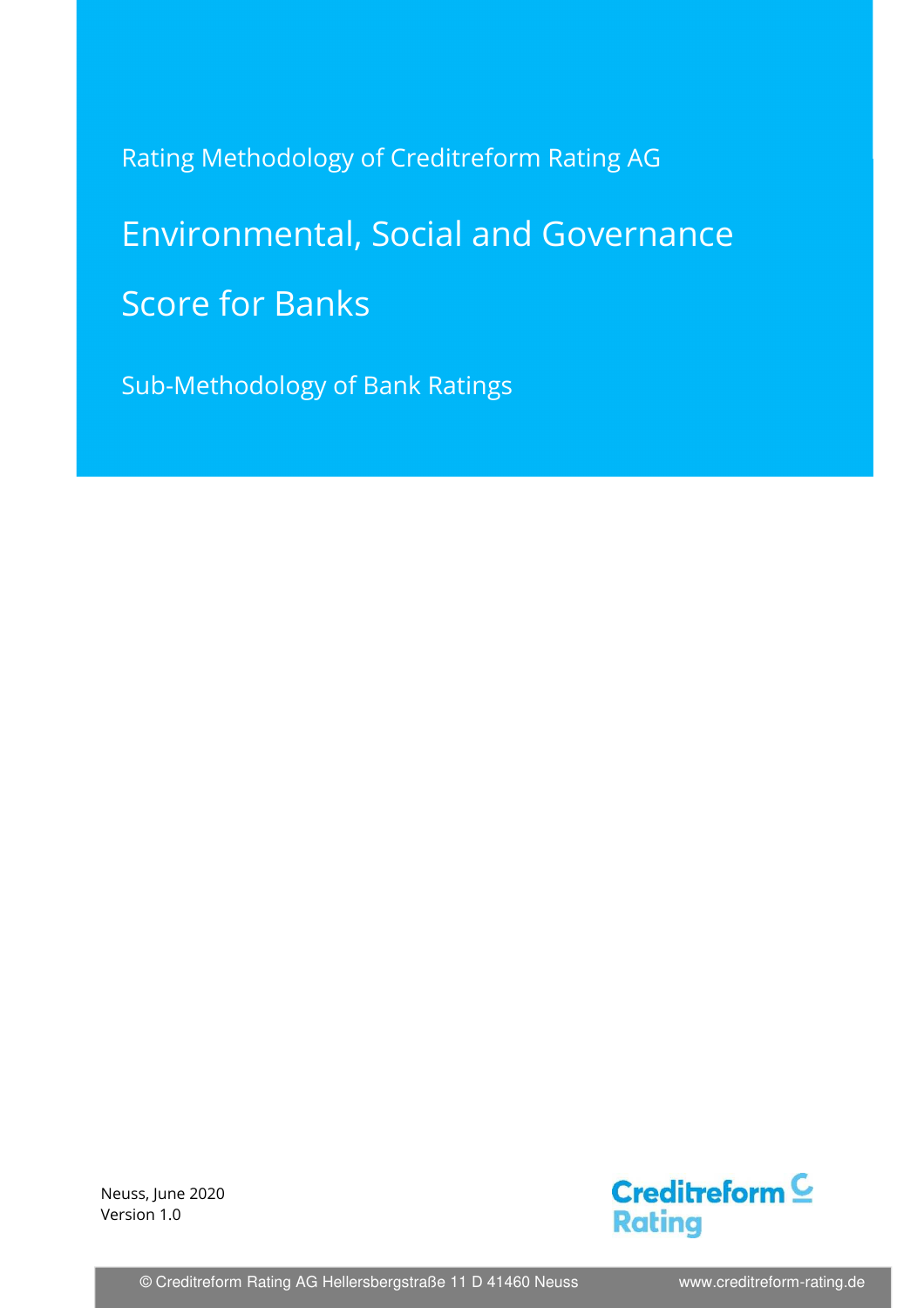Rating Methodology of Creditreform Rating AG

# Environmental, Social and Governance Score for Banks

## Sub-Methodology of Bank Ratings

Neuss, June 2020
Version 1.0

Creditreform Rating

© Creditreform Rating AG Hellersbergstraße 11 D 41460 Neuss www.creditreform-rating.de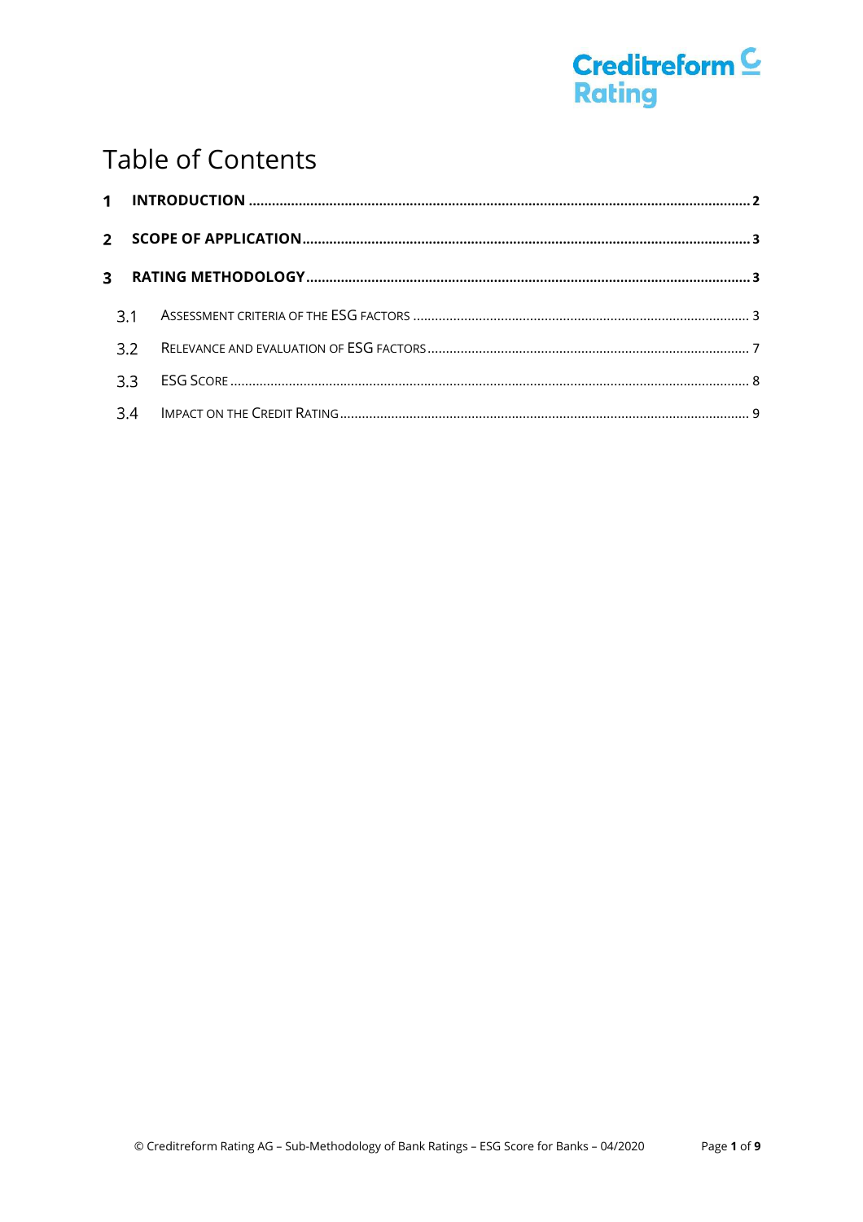# Table of Contents

| | | |
|---|---|---|
| **1** | **INTRODUCTION** | **2** |
| **2** | **SCOPE OF APPLICATION** | **3** |
| **3** | **RATING METHODOLOGY** | **3** |
| 3.1 | ASSESSMENT CRITERIA OF THE ESG FACTORS | 3 |
| 3.2 | RELEVANCE AND EVALUATION OF ESG FACTORS | 7 |
| 3.3 | ESG SCORE | 8 |
| 3.4 | IMPACT ON THE CREDIT RATING | 9 |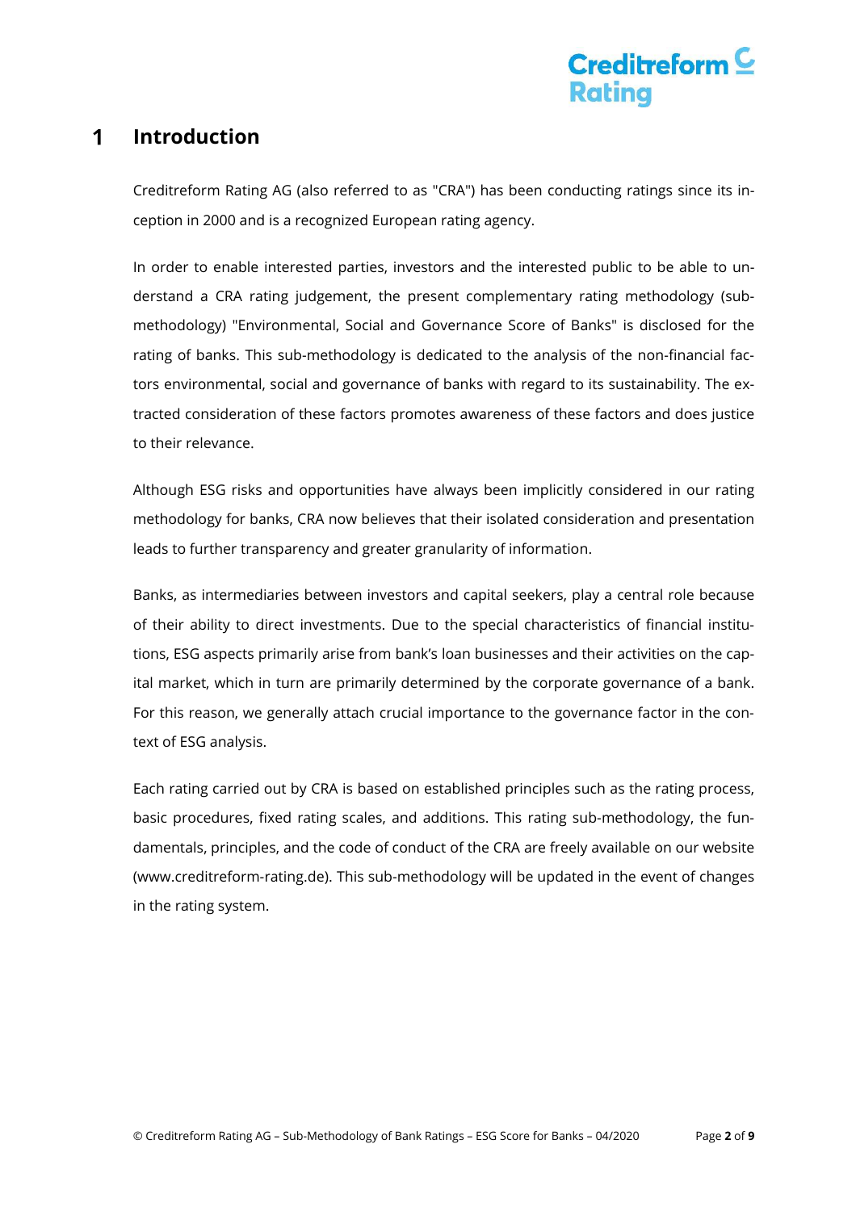# 1 Introduction

Creditreform Rating AG (also referred to as "CRA") has been conducting ratings since its inception in 2000 and is a recognized European rating agency.

In order to enable interested parties, investors and the interested public to be able to understand a CRA rating judgement, the present complementary rating methodology (sub-methodology) "Environmental, Social and Governance Score of Banks" is disclosed for the rating of banks. This sub-methodology is dedicated to the analysis of the non-financial factors environmental, social and governance of banks with regard to its sustainability. The extracted consideration of these factors promotes awareness of these factors and does justice to their relevance.

Although ESG risks and opportunities have always been implicitly considered in our rating methodology for banks, CRA now believes that their isolated consideration and presentation leads to further transparency and greater granularity of information.

Banks, as intermediaries between investors and capital seekers, play a central role because of their ability to direct investments. Due to the special characteristics of financial institutions, ESG aspects primarily arise from bank's loan businesses and their activities on the capital market, which in turn are primarily determined by the corporate governance of a bank. For this reason, we generally attach crucial importance to the governance factor in the context of ESG analysis.

Each rating carried out by CRA is based on established principles such as the rating process, basic procedures, fixed rating scales, and additions. This rating sub-methodology, the fundamentals, principles, and the code of conduct of the CRA are freely available on our website (www.creditreform-rating.de). This sub-methodology will be updated in the event of changes in the rating system.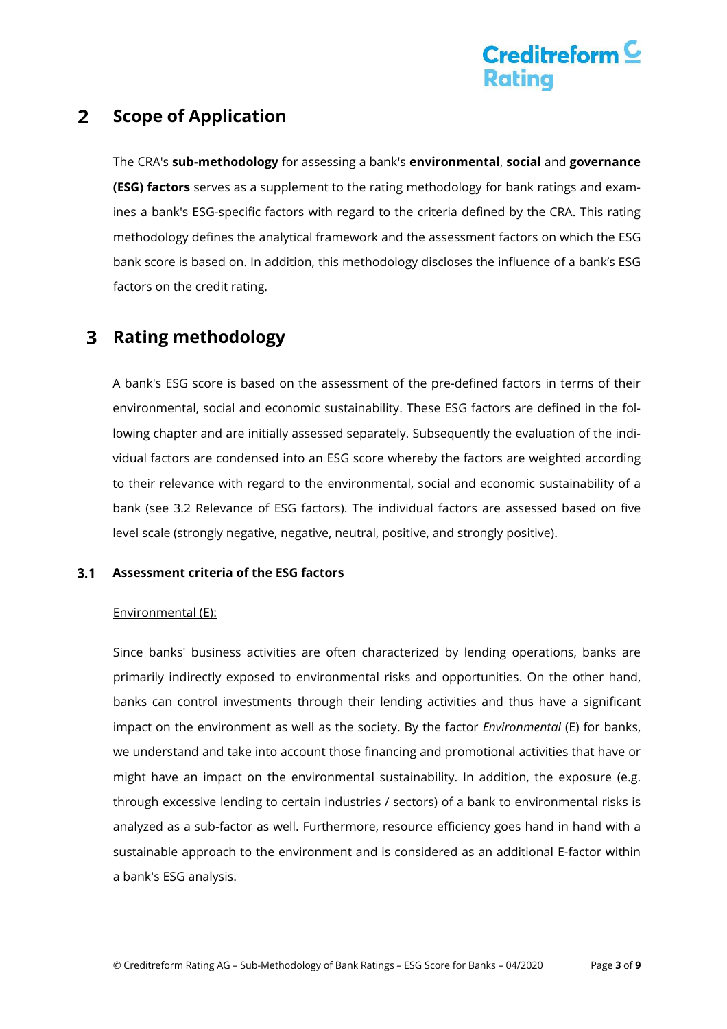## 2 Scope of Application

The CRA's **sub-methodology** for assessing a bank's **environmental**, **social** and **governance (ESG) factors** serves as a supplement to the rating methodology for bank ratings and examines a bank's ESG-specific factors with regard to the criteria defined by the CRA. This rating methodology defines the analytical framework and the assessment factors on which the ESG bank score is based on. In addition, this methodology discloses the influence of a bank's ESG factors on the credit rating.

## 3 Rating methodology

A bank's ESG score is based on the assessment of the pre-defined factors in terms of their environmental, social and economic sustainability. These ESG factors are defined in the following chapter and are initially assessed separately. Subsequently the evaluation of the individual factors are condensed into an ESG score whereby the factors are weighted according to their relevance with regard to the environmental, social and economic sustainability of a bank (see 3.2 Relevance of ESG factors). The individual factors are assessed based on five level scale (strongly negative, negative, neutral, positive, and strongly positive).

### 3.1 Assessment criteria of the ESG factors

Environmental (E):

Since banks' business activities are often characterized by lending operations, banks are primarily indirectly exposed to environmental risks and opportunities. On the other hand, banks can control investments through their lending activities and thus have a significant impact on the environment as well as the society. By the factor *Environmental* (E) for banks, we understand and take into account those financing and promotional activities that have or might have an impact on the environmental sustainability. In addition, the exposure (e.g. through excessive lending to certain industries / sectors) of a bank to environmental risks is analyzed as a sub-factor as well. Furthermore, resource efficiency goes hand in hand with a sustainable approach to the environment and is considered as an additional E-factor within a bank's ESG analysis.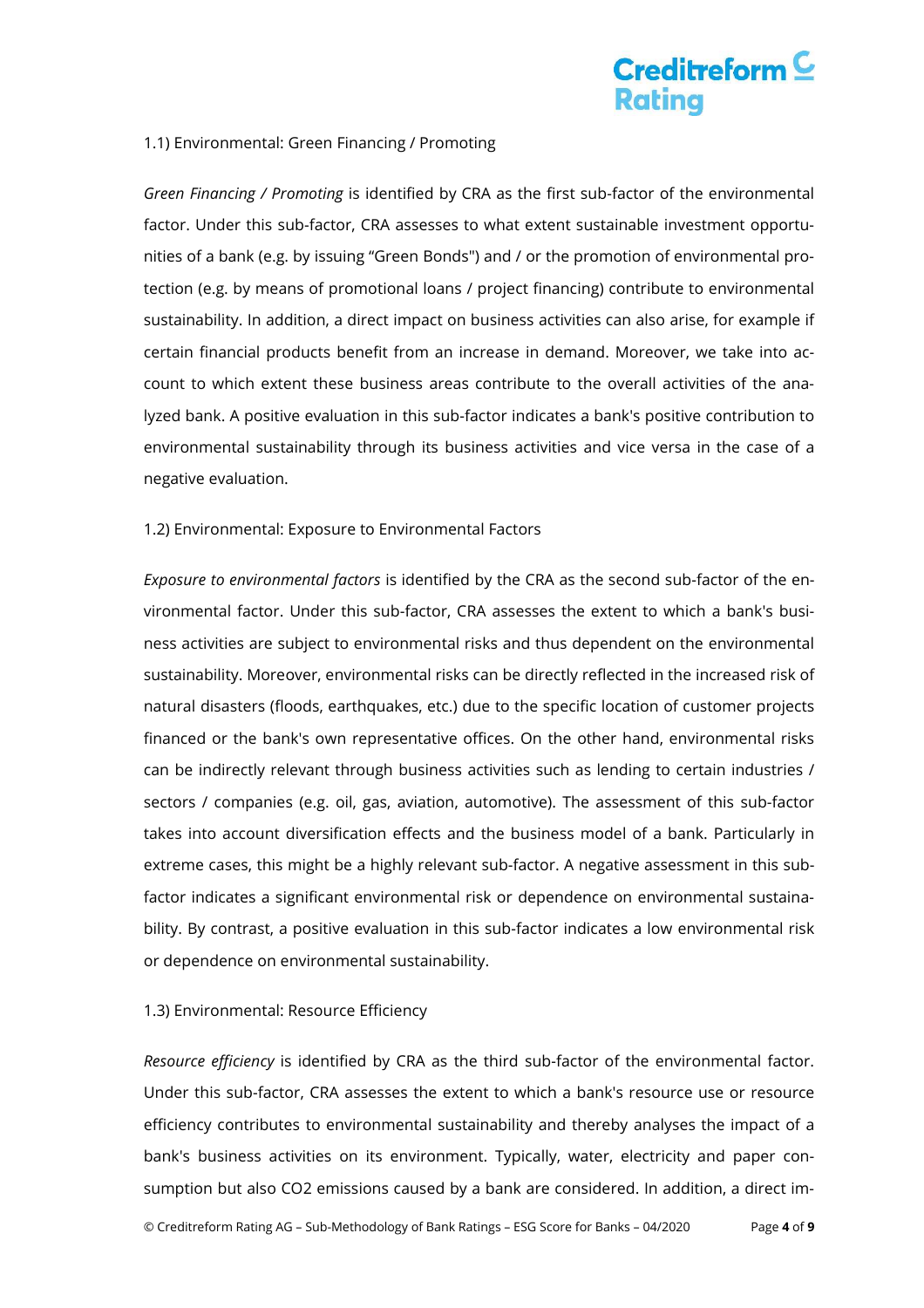1.1) Environmental: Green Financing / Promoting

*Green Financing / Promoting* is identified by CRA as the first sub-factor of the environmental factor. Under this sub-factor, CRA assesses to what extent sustainable investment opportunities of a bank (e.g. by issuing "Green Bonds") and / or the promotion of environmental protection (e.g. by means of promotional loans / project financing) contribute to environmental sustainability. In addition, a direct impact on business activities can also arise, for example if certain financial products benefit from an increase in demand. Moreover, we take into account to which extent these business areas contribute to the overall activities of the analyzed bank. A positive evaluation in this sub-factor indicates a bank's positive contribution to environmental sustainability through its business activities and vice versa in the case of a negative evaluation.

1.2) Environmental: Exposure to Environmental Factors

*Exposure to environmental factors* is identified by the CRA as the second sub-factor of the environmental factor. Under this sub-factor, CRA assesses the extent to which a bank's business activities are subject to environmental risks and thus dependent on the environmental sustainability. Moreover, environmental risks can be directly reflected in the increased risk of natural disasters (floods, earthquakes, etc.) due to the specific location of customer projects financed or the bank's own representative offices. On the other hand, environmental risks can be indirectly relevant through business activities such as lending to certain industries / sectors / companies (e.g. oil, gas, aviation, automotive). The assessment of this sub-factor takes into account diversification effects and the business model of a bank. Particularly in extreme cases, this might be a highly relevant sub-factor. A negative assessment in this sub-factor indicates a significant environmental risk or dependence on environmental sustainability. By contrast, a positive evaluation in this sub-factor indicates a low environmental risk or dependence on environmental sustainability.

1.3) Environmental: Resource Efficiency

*Resource efficiency* is identified by CRA as the third sub-factor of the environmental factor. Under this sub-factor, CRA assesses the extent to which a bank's resource use or resource efficiency contributes to environmental sustainability and thereby analyses the impact of a bank's business activities on its environment. Typically, water, electricity and paper consumption but also $CO_2$ emissions caused by a bank are considered. In addition, a direct im-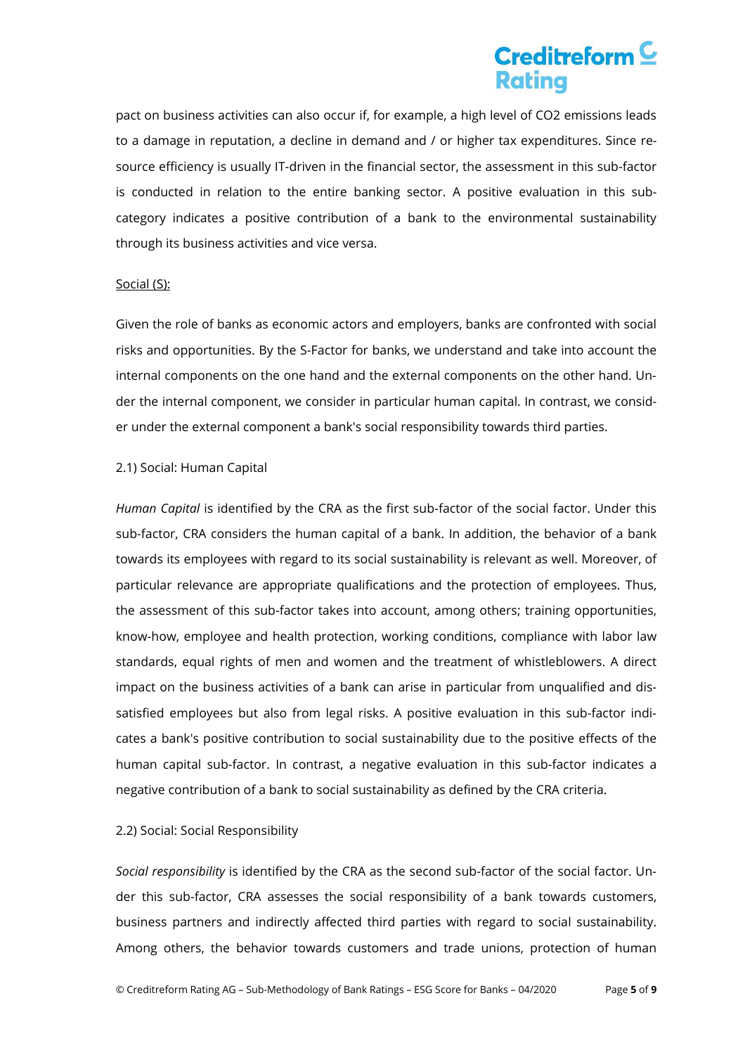pact on business activities can also occur if, for example, a high level of $CO_2$ emissions leads to a damage in reputation, a decline in demand and / or higher tax expenditures. Since resource efficiency is usually IT-driven in the financial sector, the assessment in this sub-factor is conducted in relation to the entire banking sector. A positive evaluation in this sub-category indicates a positive contribution of a bank to the environmental sustainability through its business activities and vice versa.

<u>Social (S):</u>

Given the role of banks as economic actors and employers, banks are confronted with social risks and opportunities. By the S-Factor for banks, we understand and take into account the internal components on the one hand and the external components on the other hand. Under the internal component, we consider in particular human capital. In contrast, we consider under the external component a bank's social responsibility towards third parties.

2.1) Social: Human Capital

*Human Capital* is identified by the CRA as the first sub-factor of the social factor. Under this sub-factor, CRA considers the human capital of a bank. In addition, the behavior of a bank towards its employees with regard to its social sustainability is relevant as well. Moreover, of particular relevance are appropriate qualifications and the protection of employees. Thus, the assessment of this sub-factor takes into account, among others; training opportunities, know-how, employee and health protection, working conditions, compliance with labor law standards, equal rights of men and women and the treatment of whistleblowers. A direct impact on the business activities of a bank can arise in particular from unqualified and dissatisfied employees but also from legal risks. A positive evaluation in this sub-factor indicates a bank's positive contribution to social sustainability due to the positive effects of the human capital sub-factor. In contrast, a negative evaluation in this sub-factor indicates a negative contribution of a bank to social sustainability as defined by the CRA criteria.

2.2) Social: Social Responsibility

*Social responsibility* is identified by the CRA as the second sub-factor of the social factor. Under this sub-factor, CRA assesses the social responsibility of a bank towards customers, business partners and indirectly affected third parties with regard to social sustainability. Among others, the behavior towards customers and trade unions, protection of human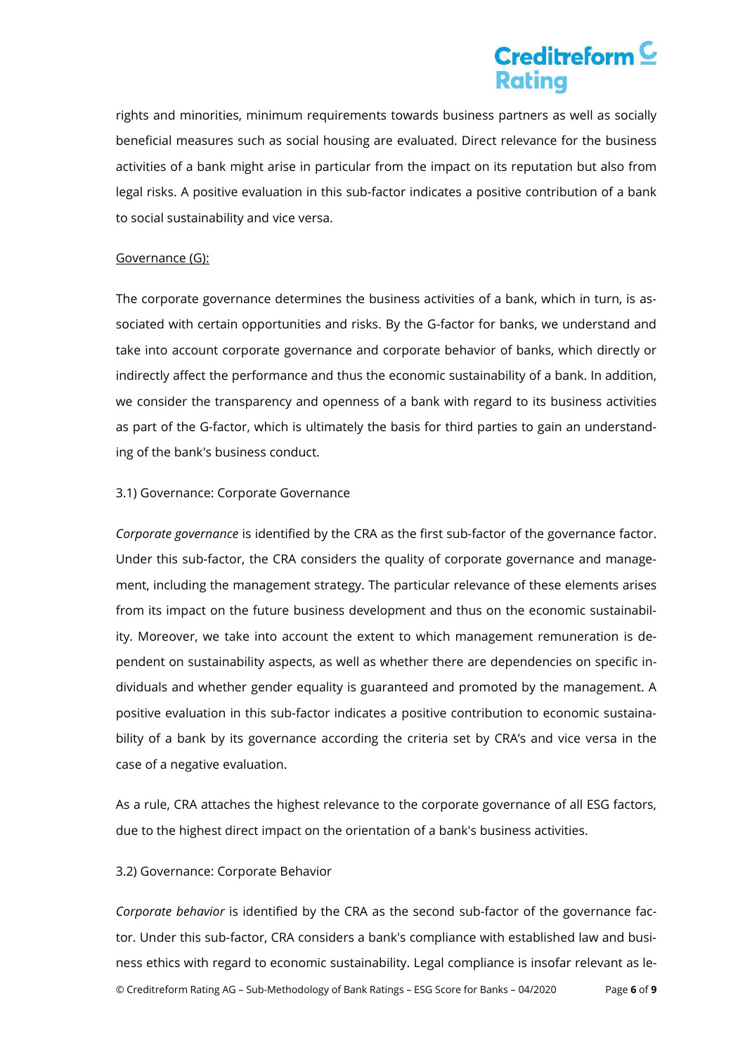rights and minorities, minimum requirements towards business partners as well as socially beneficial measures such as social housing are evaluated. Direct relevance for the business activities of a bank might arise in particular from the impact on its reputation but also from legal risks. A positive evaluation in this sub-factor indicates a positive contribution of a bank to social sustainability and vice versa.

<u>Governance (G):</u>

The corporate governance determines the business activities of a bank, which in turn, is associated with certain opportunities and risks. By the G-factor for banks, we understand and take into account corporate governance and corporate behavior of banks, which directly or indirectly affect the performance and thus the economic sustainability of a bank. In addition, we consider the transparency and openness of a bank with regard to its business activities as part of the G-factor, which is ultimately the basis for third parties to gain an understanding of the bank's business conduct.

3.1) Governance: Corporate Governance

*Corporate governance* is identified by the CRA as the first sub-factor of the governance factor. Under this sub-factor, the CRA considers the quality of corporate governance and management, including the management strategy. The particular relevance of these elements arises from its impact on the future business development and thus on the economic sustainability. Moreover, we take into account the extent to which management remuneration is dependent on sustainability aspects, as well as whether there are dependencies on specific individuals and whether gender equality is guaranteed and promoted by the management. A positive evaluation in this sub-factor indicates a positive contribution to economic sustainability of a bank by its governance according the criteria set by CRA's and vice versa in the case of a negative evaluation.

As a rule, CRA attaches the highest relevance to the corporate governance of all ESG factors, due to the highest direct impact on the orientation of a bank's business activities.

3.2) Governance: Corporate Behavior

*Corporate behavior* is identified by the CRA as the second sub-factor of the governance factor. Under this sub-factor, CRA considers a bank's compliance with established law and business ethics with regard to economic sustainability. Legal compliance is insofar relevant as le-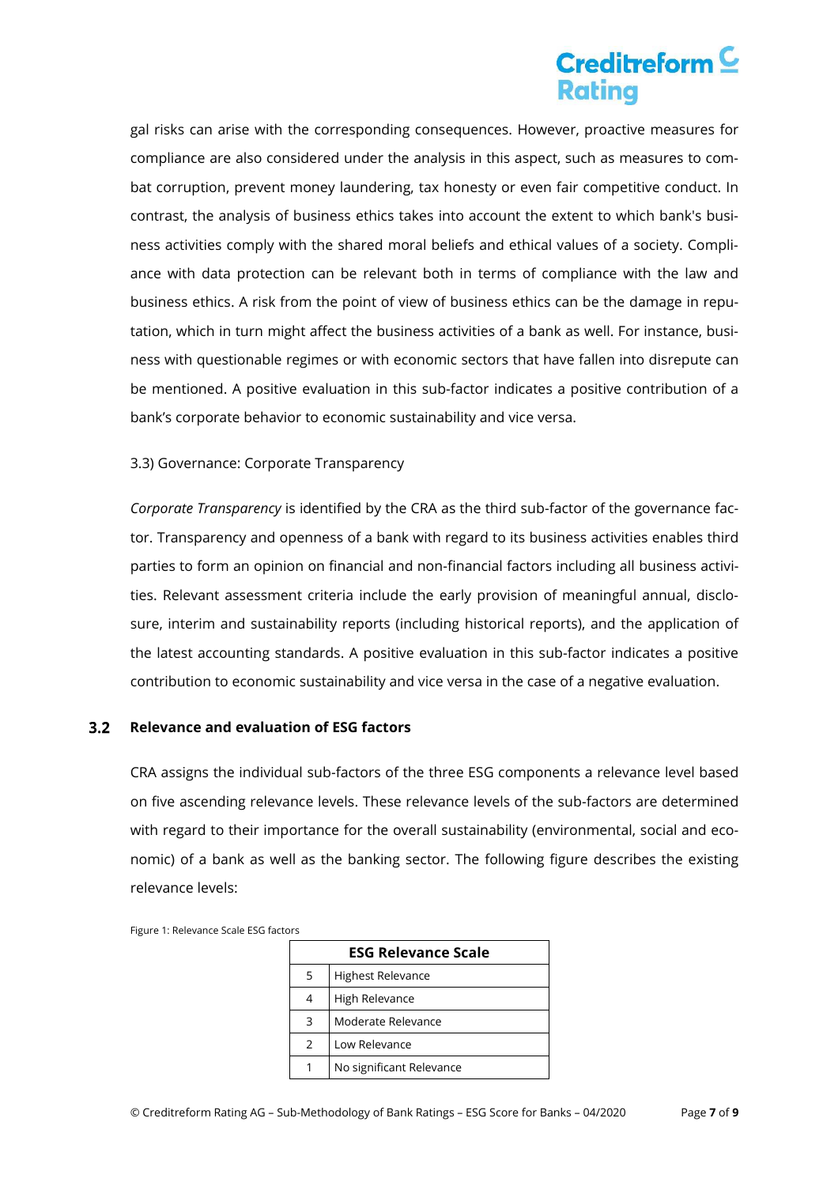gal risks can arise with the corresponding consequences. However, proactive measures for compliance are also considered under the analysis in this aspect, such as measures to combat corruption, prevent money laundering, tax honesty or even fair competitive conduct. In contrast, the analysis of business ethics takes into account the extent to which bank's business activities comply with the shared moral beliefs and ethical values of a society. Compliance with data protection can be relevant both in terms of compliance with the law and business ethics. A risk from the point of view of business ethics can be the damage in reputation, which in turn might affect the business activities of a bank as well. For instance, business with questionable regimes or with economic sectors that have fallen into disrepute can be mentioned. A positive evaluation in this sub-factor indicates a positive contribution of a bank's corporate behavior to economic sustainability and vice versa.

3.3) Governance: Corporate Transparency

*Corporate Transparency* is identified by the CRA as the third sub-factor of the governance factor. Transparency and openness of a bank with regard to its business activities enables third parties to form an opinion on financial and non-financial factors including all business activities. Relevant assessment criteria include the early provision of meaningful annual, disclosure, interim and sustainability reports (including historical reports), and the application of the latest accounting standards. A positive evaluation in this sub-factor indicates a positive contribution to economic sustainability and vice versa in the case of a negative evaluation.

## 3.2 Relevance and evaluation of ESG factors

CRA assigns the individual sub-factors of the three ESG components a relevance level based on five ascending relevance levels. These relevance levels of the sub-factors are determined with regard to their importance for the overall sustainability (environmental, social and economic) of a bank as well as the banking sector. The following figure describes the existing relevance levels:

Figure 1: Relevance Scale ESG factors

| ESG Relevance Scale | |
|---|---|
| 5 | Highest Relevance |
| 4 | High Relevance |
| 3 | Moderate Relevance |
| 2 | Low Relevance |
| 1 | No significant Relevance |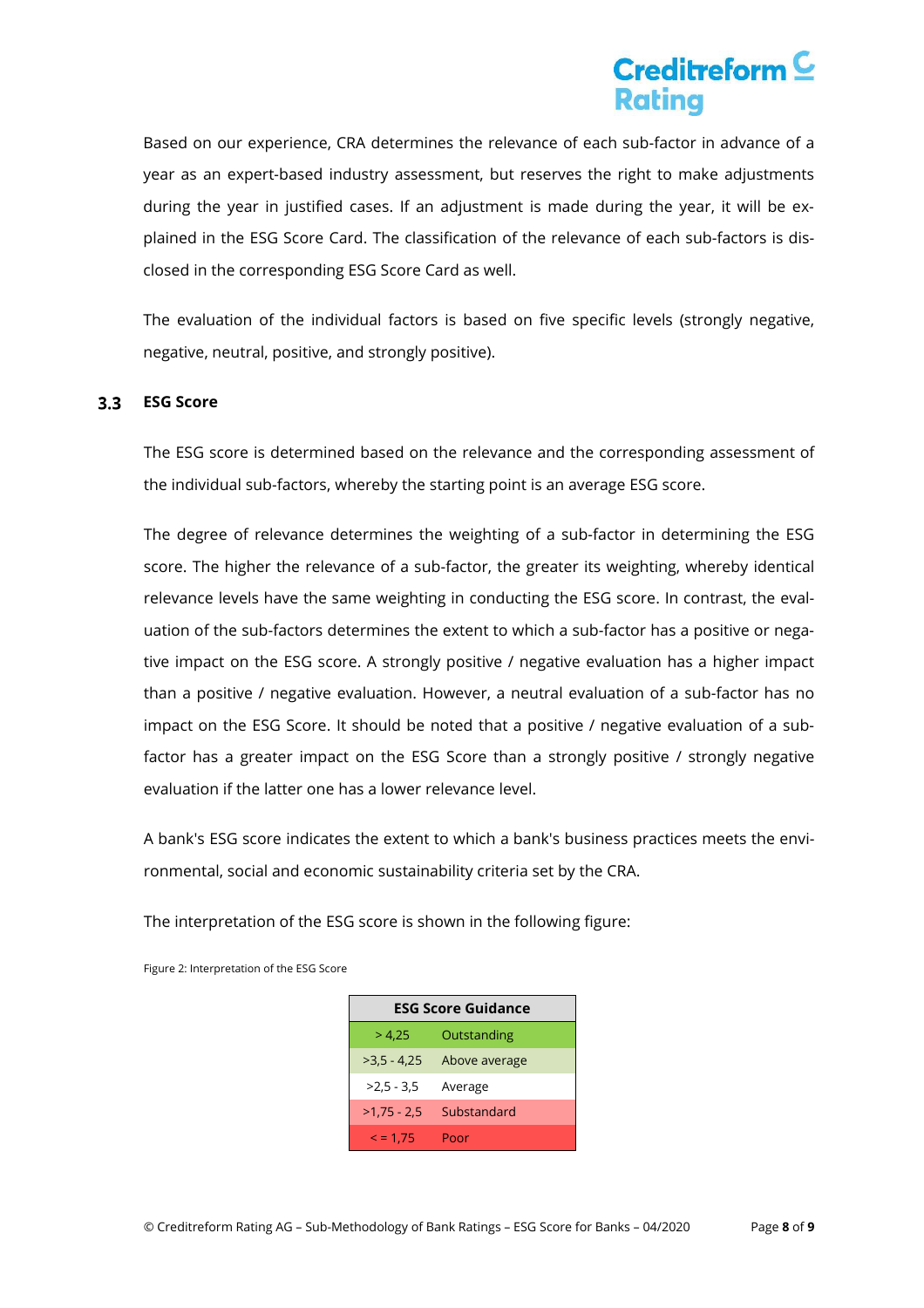Based on our experience, CRA determines the relevance of each sub-factor in advance of a year as an expert-based industry assessment, but reserves the right to make adjustments during the year in justified cases. If an adjustment is made during the year, it will be explained in the ESG Score Card. The classification of the relevance of each sub-factors is disclosed in the corresponding ESG Score Card as well.

The evaluation of the individual factors is based on five specific levels (strongly negative, negative, neutral, positive, and strongly positive).

### 3.3 ESG Score

The ESG score is determined based on the relevance and the corresponding assessment of the individual sub-factors, whereby the starting point is an average ESG score.

The degree of relevance determines the weighting of a sub-factor in determining the ESG score. The higher the relevance of a sub-factor, the greater its weighting, whereby identical relevance levels have the same weighting in conducting the ESG score. In contrast, the evaluation of the sub-factors determines the extent to which a sub-factor has a positive or negative impact on the ESG score. A strongly positive / negative evaluation has a higher impact than a positive / negative evaluation. However, a neutral evaluation of a sub-factor has no impact on the ESG Score. It should be noted that a positive / negative evaluation of a sub-factor has a greater impact on the ESG Score than a strongly positive / strongly negative evaluation if the latter one has a lower relevance level.

A bank's ESG score indicates the extent to which a bank's business practices meets the environmental, social and economic sustainability criteria set by the CRA.

The interpretation of the ESG score is shown in the following figure:

Figure 2: Interpretation of the ESG Score

| ESG Score Guidance | |
|---|---|
| > 4,25 | Outstanding |
| >3,5 - 4,25 | Above average |
| >2,5 - 3,5 | Average |
| >1,75 - 2,5 | Substandard |
| < = 1,75 | Poor |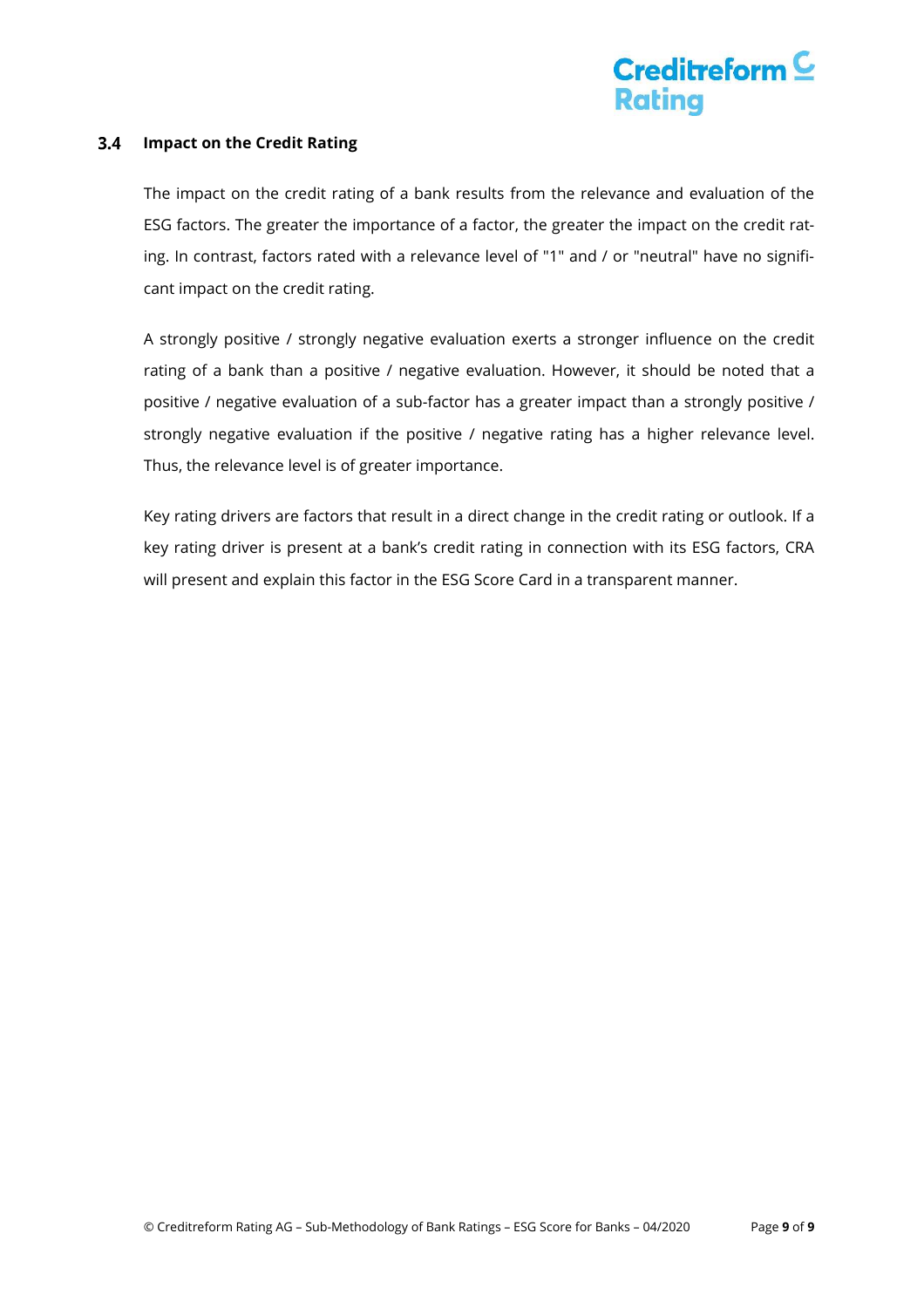### 3.4 Impact on the Credit Rating

The impact on the credit rating of a bank results from the relevance and evaluation of the ESG factors. The greater the importance of a factor, the greater the impact on the credit rating. In contrast, factors rated with a relevance level of "1" and / or "neutral" have no significant impact on the credit rating.

A strongly positive / strongly negative evaluation exerts a stronger influence on the credit rating of a bank than a positive / negative evaluation. However, it should be noted that a positive / negative evaluation of a sub-factor has a greater impact than a strongly positive / strongly negative evaluation if the positive / negative rating has a higher relevance level. Thus, the relevance level is of greater importance.

Key rating drivers are factors that result in a direct change in the credit rating or outlook. If a key rating driver is present at a bank's credit rating in connection with its ESG factors, CRA will present and explain this factor in the ESG Score Card in a transparent manner.